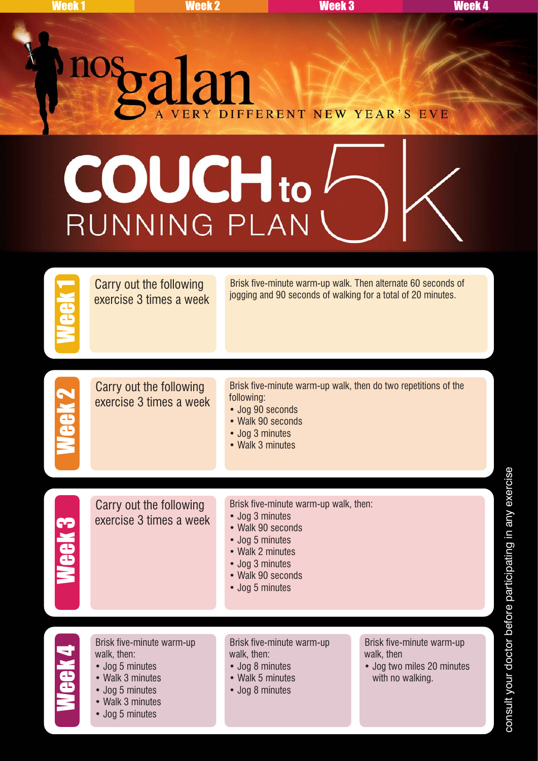Week 1 | Week 2 | Week 3 | Week 4

# nos galan

A VERY DIFFERENT NEW YEAR'S EVE

# COUCH to 5K RUNNING PLAN

## Week 1

Carry out the following exercise 3 times a week

Brisk five-minute warm-up walk. Then alternate 60 seconds of jogging and 90 seconds of walking for a total of 20 minutes.

## Week 2

Carry out the following exercise 3 times a week

Brisk five-minute warm-up walk, then do two repetitions of the following:

- Jog 90 seconds
- Walk 90 seconds
- Jog 3 minutes
- Walk 3 minutes

## Week 3

Carry out the following exercise 3 times a week

Brisk five-minute warm-up walk, then:

- Jog 3 minutes
- Walk 90 seconds
- Jog 5 minutes
- Walk 2 minutes
- Jog 3 minutes
- Walk 90 seconds
- Jog 5 minutes

## Week 4

Brisk five-minute warm-up walk, then:

- Jog 5 minutes
- Walk 3 minutes
- Jog 5 minutes
- Walk 3 minutes
- Jog 5 minutes

Brisk five-minute warm-up walk, then:

- Jog 8 minutes
- Walk 5 minutes
- Jog 8 minutes

Brisk five-minute warm-up walk, then

- Jog two miles 20 minutes with no walking.

consult your doctor before participating in any exercise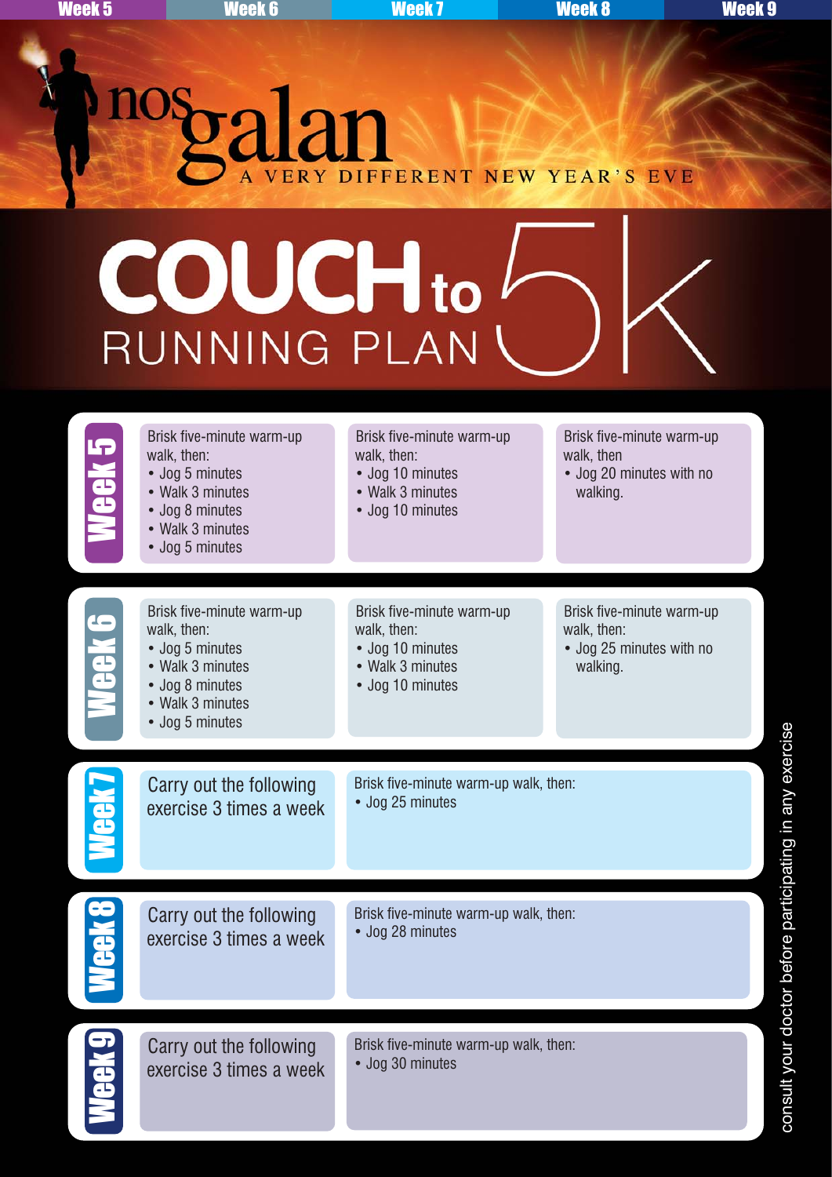Week 5 | Week 6 | Week 7 | Week 8 | Week 9

nos galan

A VERY DIFFERENT NEW YEAR'S EVE

# COUCH to 5K RUNNING PLAN

## Week 5

Brisk five-minute warm-up walk, then:
- Jog 5 minutes
- Walk 3 minutes
- Jog 8 minutes
- Walk 3 minutes
- Jog 5 minutes

Brisk five-minute warm-up walk, then:
- Jog 10 minutes
- Walk 3 minutes
- Jog 10 minutes

Brisk five-minute warm-up walk, then
- Jog 20 minutes with no walking.

## Week 6

Brisk five-minute warm-up walk, then:
- Jog 5 minutes
- Walk 3 minutes
- Jog 8 minutes
- Walk 3 minutes
- Jog 5 minutes

Brisk five-minute warm-up walk, then:
- Jog 10 minutes
- Walk 3 minutes
- Jog 10 minutes

Brisk five-minute warm-up walk, then:
- Jog 25 minutes with no walking.

## Week 7

Carry out the following exercise 3 times a week

Brisk five-minute warm-up walk, then:
- Jog 25 minutes

## Week 8

Carry out the following exercise 3 times a week

Brisk five-minute warm-up walk, then:
- Jog 28 minutes

## Week 9

Carry out the following exercise 3 times a week

Brisk five-minute warm-up walk, then:
- Jog 30 minutes

consult your doctor before participating in any exercise